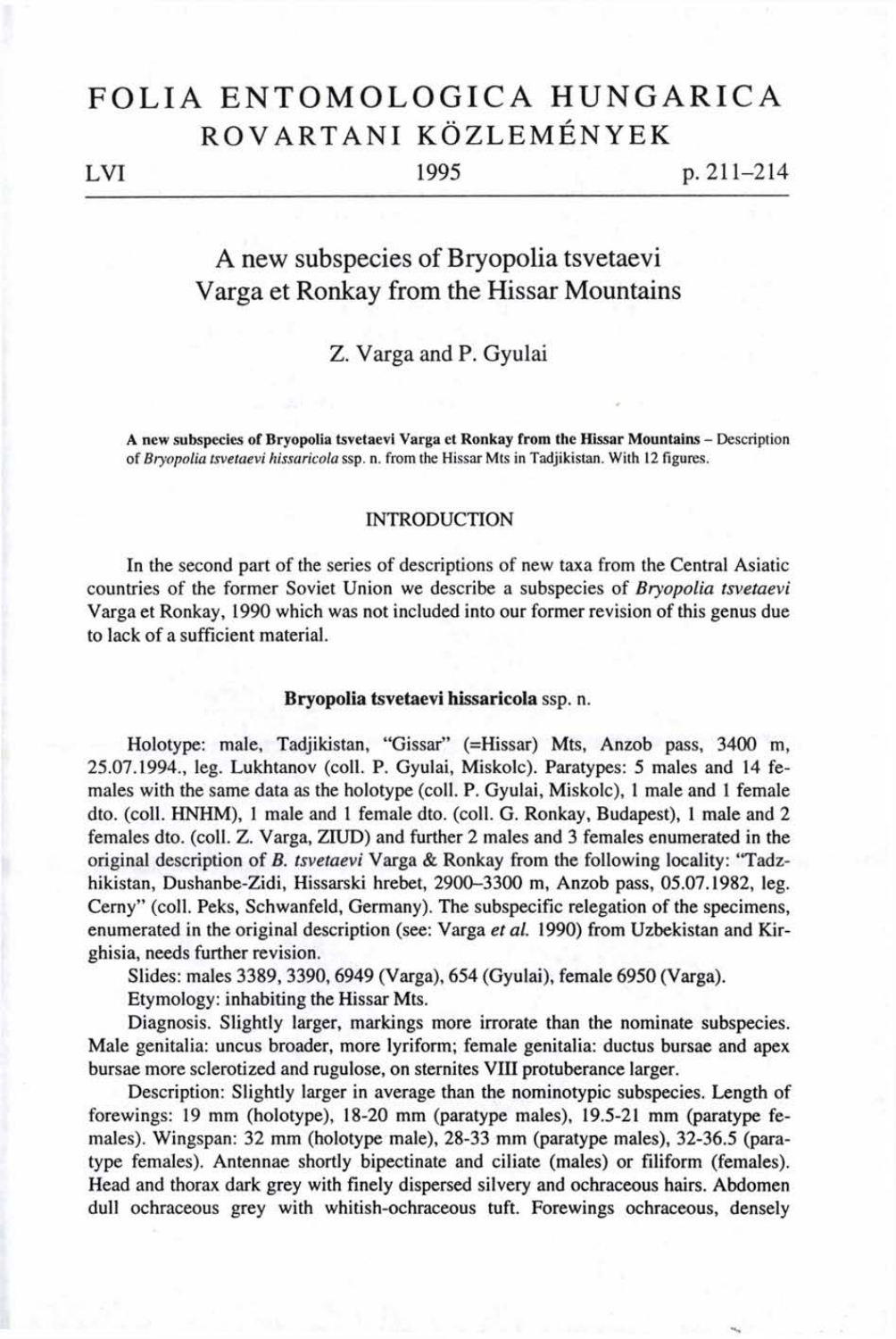# FOLIA ENTOMOLOGICA HUNGARICA
## ROVARTANI KÖZLEMÉNYEK

LVI 1995 p. 211–214

# A new subspecies of Bryopolia tsvetaevi Varga et Ronkay from the Hissar Mountains

Z. Varga and P. Gyulai

**A new subspecies of Bryopolia tsvetaevi Varga et Ronkay from the Hissar Mountains** – Description of *Bryopolia tsvetaevi hissaricola* ssp. n. from the Hissar Mts in Tadjikistan. With 12 figures.

## INTRODUCTION

In the second part of the series of descriptions of new taxa from the Central Asiatic countries of the former Soviet Union we describe a subspecies of *Bryopolia tsvetaevi* Varga et Ronkay, 1990 which was not included into our former revision of this genus due to lack of a sufficient material.

### Bryopolia tsvetaevi hissaricola ssp. n.

Holotype: male, Tadjikistan, "Gissar" (=Hissar) Mts, Anzob pass, 3400 m, 25.07.1994., leg. Lukhtanov (coll. P. Gyulai, Miskolc). Paratypes: 5 males and 14 females with the same data as the holotype (coll. P. Gyulai, Miskolc), 1 male and 1 female dto. (coll. HNHM), 1 male and 1 female dto. (coll. G. Ronkay, Budapest), 1 male and 2 females dto. (coll. Z. Varga, ZIUD) and further 2 males and 3 females enumerated in the original description of *B. tsvetaevi* Varga & Ronkay from the following locality: "Tadzhikistan, Dushanbe-Zidi, Hissarski hrebet, 2900–3300 m, Anzob pass, 05.07.1982, leg. Cerny" (coll. Peks, Schwanfeld, Germany). The subspecific relegation of the specimens, enumerated in the original description (see: Varga *et al.* 1990) from Uzbekistan and Kirghisia, needs further revision.

Slides: males 3389, 3390, 6949 (Varga), 654 (Gyulai), female 6950 (Varga).

Etymology: inhabiting the Hissar Mts.

Diagnosis. Slightly larger, markings more irrorate than the nominate subspecies. Male genitalia: uncus broader, more lyriform; female genitalia: ductus bursae and apex bursae more sclerotized and rugulose, on sternites VIII protuberance larger.

Description: Slightly larger in average than the nominotypic subspecies. Length of forewings: 19 mm (holotype), 18-20 mm (paratype males), 19.5-21 mm (paratype females). Wingspan: 32 mm (holotype male), 28-33 mm (paratype males), 32-36.5 (paratype females). Antennae shortly bipectinate and ciliate (males) or filiform (females). Head and thorax dark grey with finely dispersed silvery and ochraceous hairs. Abdomen dull ochraceous grey with whitish-ochraceous tuft. Forewings ochraceous, densely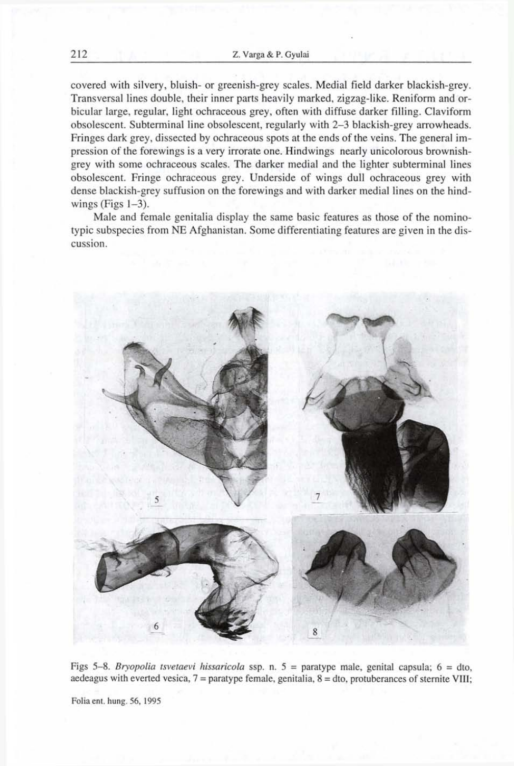covered with silvery, bluish- or greenish-grey scales. Medial field darker blackish-grey. Transversal lines double, their inner parts heavily marked, zigzag-like. Reniform and orbicular large, regular, light ochraceous grey, often with diffuse darker filling. Claviform obsolescent. Subterminal line obsolescent, regularly with 2–3 blackish-grey arrowheads. Fringes dark grey, dissected by ochraceous spots at the ends of the veins. The general impression of the forewings is a very irrorate one. Hindwings nearly unicolorous brownish-grey with some ochraceous scales. The darker medial and the lighter subterminal lines obsolescent. Fringe ochraceous grey. Underside of wings dull ochraceous grey with dense blackish-grey suffusion on the forewings and with darker medial lines on the hindwings (Figs 1–3).

Male and female genitalia display the same basic features as those of the nominotypic subspecies from NE Afghanistan. Some differentiating features are given in the discussion.

Figs 5–8. *Bryopolia tsvetaevi hissaricola* ssp. n. 5 = paratype male, genital capsula; 6 = dto, aedeagus with everted vesica, 7 = paratype female, genitalia, 8 = dto, protuberances of sternite VIII;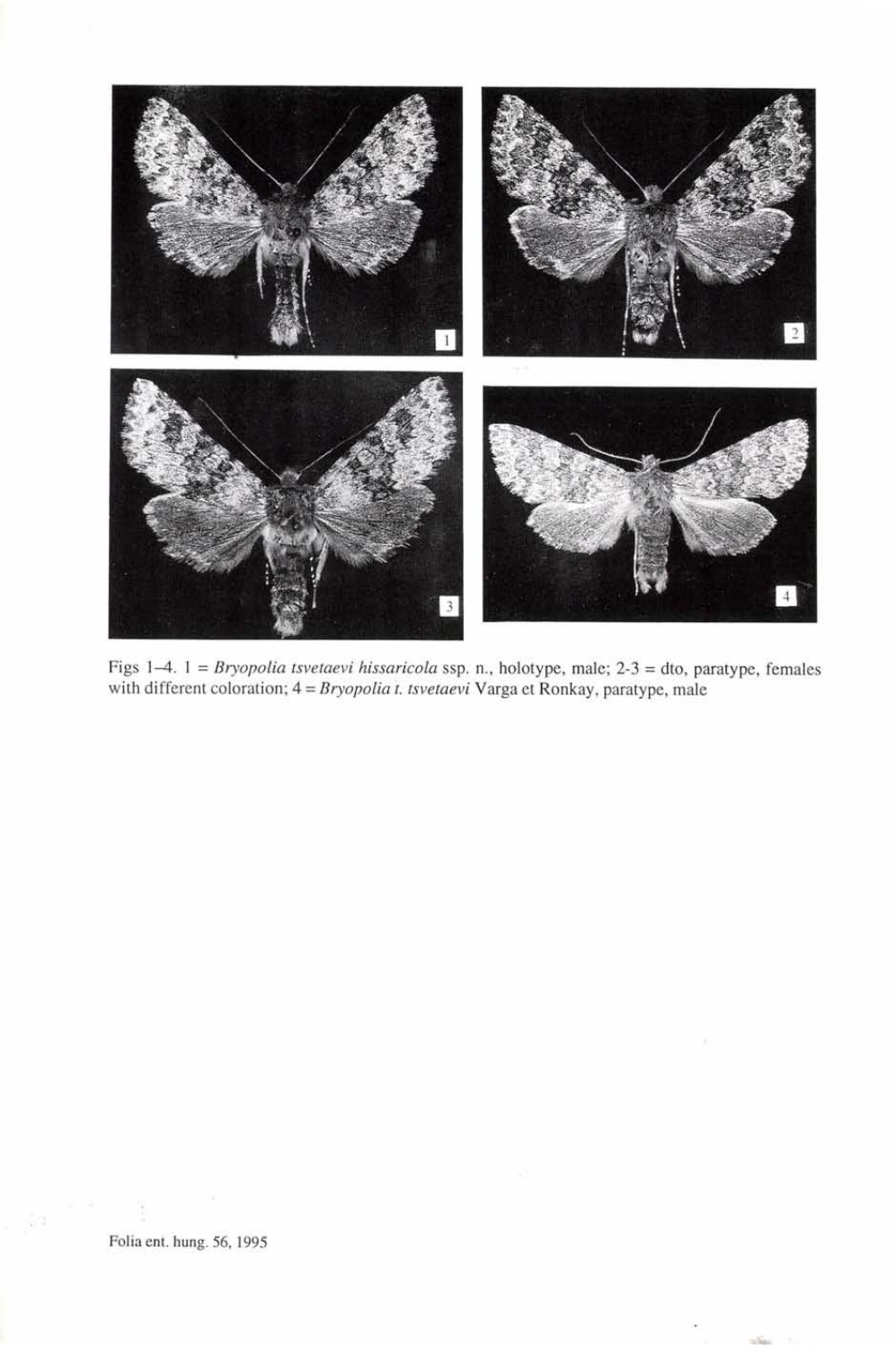Figs 1–4. 1 = *Bryopolia tsvetaevi hissaricola* ssp. n., holotype, male; 2-3 = dto, paratype, females with different coloration; 4 = *Bryopolia t. tsvetaevi* Varga et Ronkay, paratype, male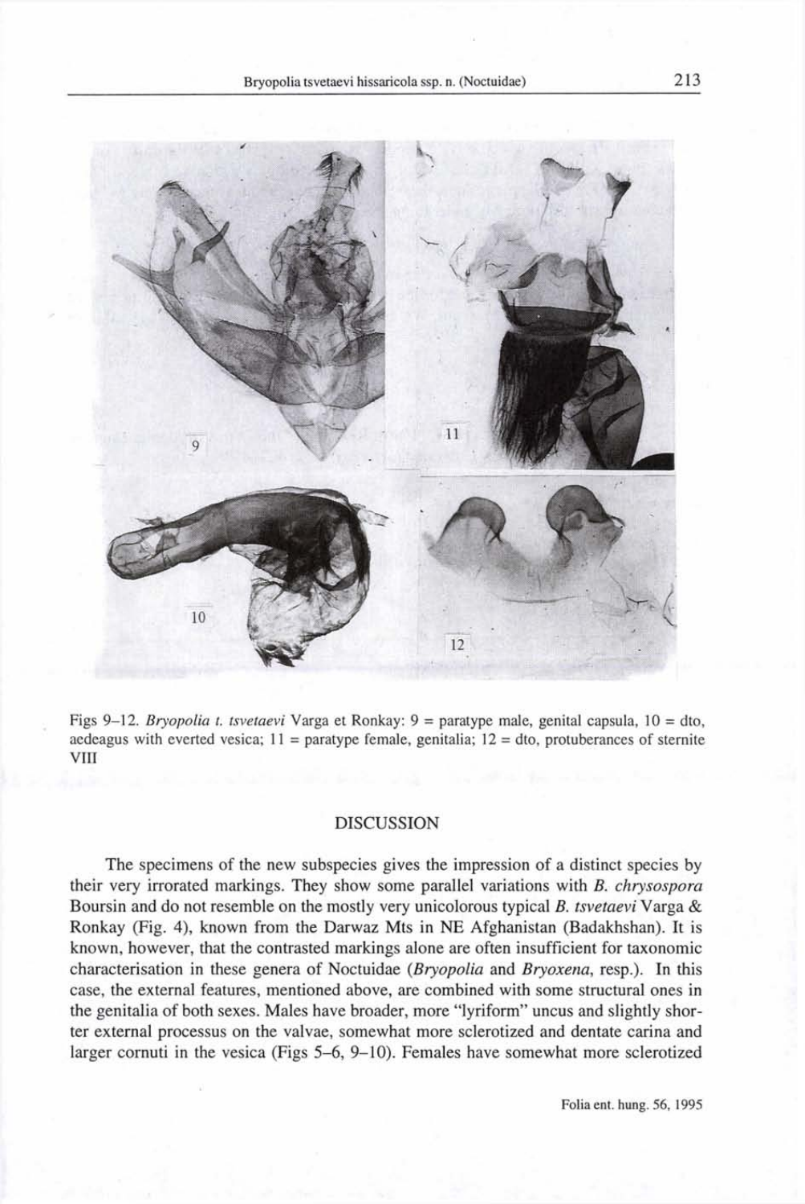Figs 9–12. *Bryopolia t. tsvetaevi* Varga et Ronkay: 9 = paratype male, genital capsula, 10 = dto, aedeagus with everted vesica; 11 = paratype female, genitalia; 12 = dto, protuberances of sternite VIII

## DISCUSSION

The specimens of the new subspecies gives the impression of a distinct species by their very irrorated markings. They show some parallel variations with *B. chrysospora* Boursin and do not resemble on the mostly very unicolorous typical *B. tsvetaevi* Varga & Ronkay (Fig. 4), known from the Darwaz Mts in NE Afghanistan (Badakhshan). It is known, however, that the contrasted markings alone are often insufficient for taxonomic characterisation in these genera of Noctuidae (*Bryopolia* and *Bryoxena*, resp.). In this case, the external features, mentioned above, are combined with some structural ones in the genitalia of both sexes. Males have broader, more "lyriform" uncus and slightly shorter external processus on the valvae, somewhat more sclerotized and dentate carina and larger cornuti in the vesica (Figs 5–6, 9–10). Females have somewhat more sclerotized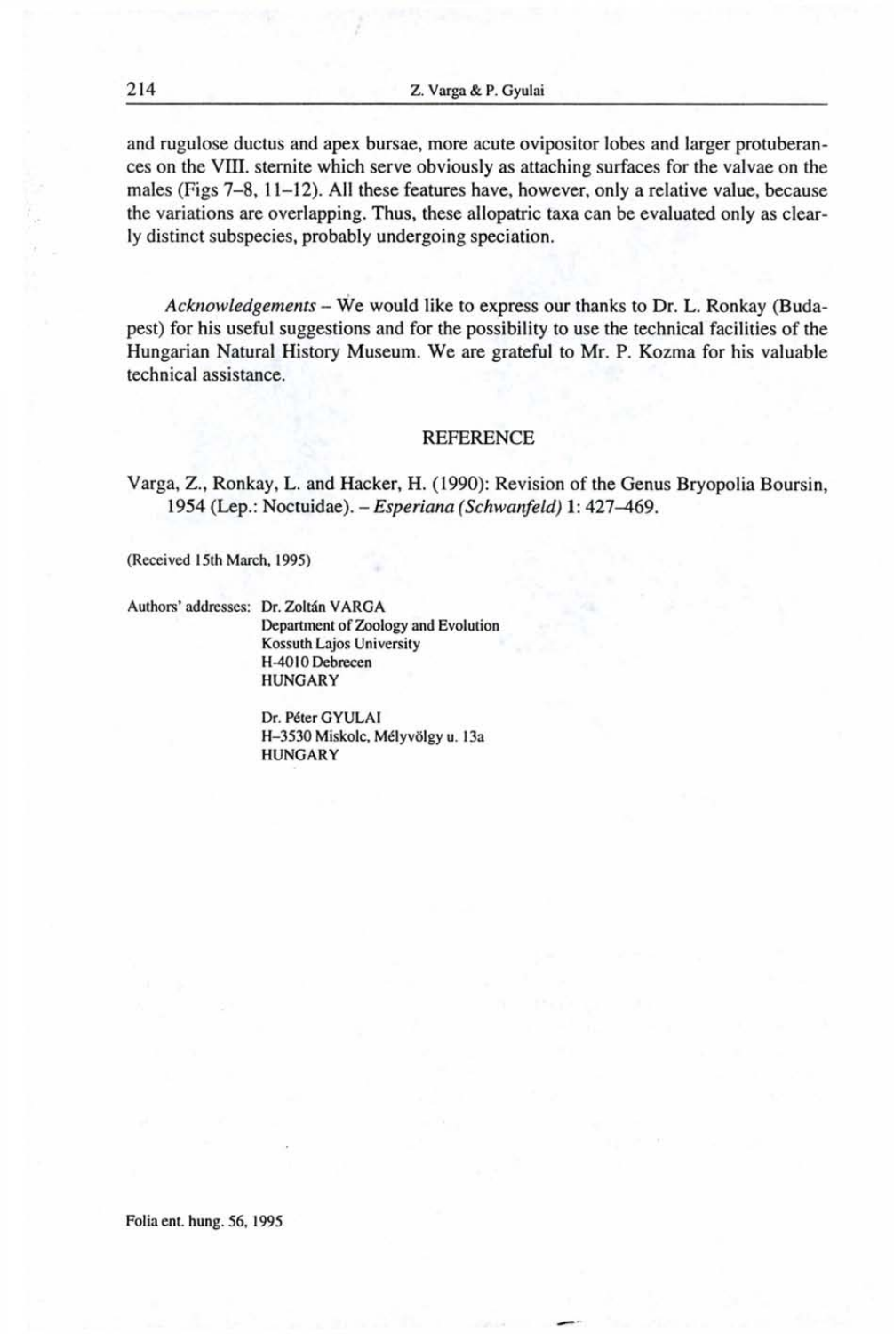and rugulose ductus and apex bursae, more acute ovipositor lobes and larger protuberances on the VIII. sternite which serve obviously as attaching surfaces for the valvae on the males (Figs 7–8, 11–12). All these features have, however, only a relative value, because the variations are overlapping. Thus, these allopatric taxa can be evaluated only as clearly distinct subspecies, probably undergoing speciation.

*Acknowledgements* – We would like to express our thanks to Dr. L. Ronkay (Budapest) for his useful suggestions and for the possibility to use the technical facilities of the Hungarian Natural History Museum. We are grateful to Mr. P. Kozma for his valuable technical assistance.

## REFERENCE

Varga, Z., Ronkay, L. and Hacker, H. (1990): Revision of the Genus Bryopolia Boursin, 1954 (Lep.: Noctuidae). – *Esperiana (Schwanfeld)* 1: 427–469.

(Received 15th March, 1995)

Authors' addresses: Dr. Zoltán VARGA
Department of Zoology and Evolution
Kossuth Lajos University
H-4010 Debrecen
HUNGARY

Dr. Péter GYULAI
H-3530 Miskolc, Mélyvölgy u. 13a
HUNGARY